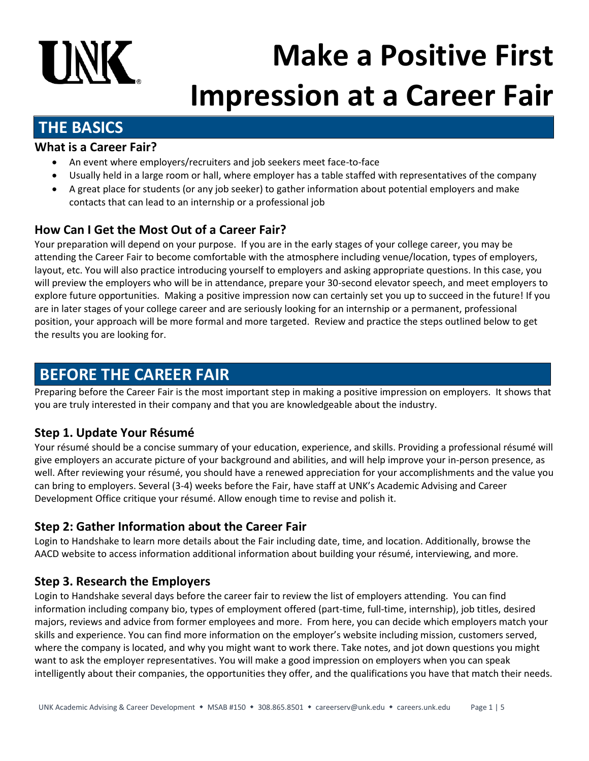# Make a Positive First Impression at a Career Fair

## THE BASICS

### What is a Career Fair?

- An event where employers/recruiters and job seekers meet face-to-face
- Usually held in a large room or hall, where employer has a table staffed with representatives of the company
- A great place for students (or any job seeker) to gather information about potential employers and make contacts that can lead to an internship or a professional job

### How Can I Get the Most Out of a Career Fair?

Your preparation will depend on your purpose. If you are in the early stages of your college career, you may be attending the Career Fair to become comfortable with the atmosphere including venue/location, types of employers, layout, etc. You will also practice introducing yourself to employers and asking appropriate questions. In this case, you will preview the employers who will be in attendance, prepare your 30-second elevator speech, and meet employers to explore future opportunities. Making a positive impression now can certainly set you up to succeed in the future! If you are in later stages of your college career and are seriously looking for an internship or a permanent, professional position, your approach will be more formal and more targeted. Review and practice the steps outlined below to get the results you are looking for.

## BEFORE THE CAREER FAIR

Preparing before the Career Fair is the most important step in making a positive impression on employers. It shows that you are truly interested in their company and that you are knowledgeable about the industry.

### Step 1. Update Your Résumé

Your résumé should be a concise summary of your education, experience, and skills. Providing a professional résumé will give employers an accurate picture of your background and abilities, and will help improve your in-person presence, as well. After reviewing your résumé, you should have a renewed appreciation for your accomplishments and the value you can bring to employers. Several (3-4) weeks before the Fair, have staff at UNK's Academic Advising and Career Development Office critique your résumé. Allow enough time to revise and polish it.

### Step 2: Gather Information about the Career Fair

Login to Handshake to learn more details about the Fair including date, time, and location. Additionally, browse the AACD website to access information additional information about building your résumé, interviewing, and more.

### Step 3. Research the Employers

Login to Handshake several days before the career fair to review the list of employers attending. You can find information including company bio, types of employment offered (part-time, full-time, internship), job titles, desired majors, reviews and advice from former employees and more. From here, you can decide which employers match your skills and experience. You can find more information on the employer's website including mission, customers served, where the company is located, and why you might want to work there. Take notes, and jot down questions you might want to ask the employer representatives. You will make a good impression on employers when you can speak intelligently about their companies, the opportunities they offer, and the qualifications you have that match their needs.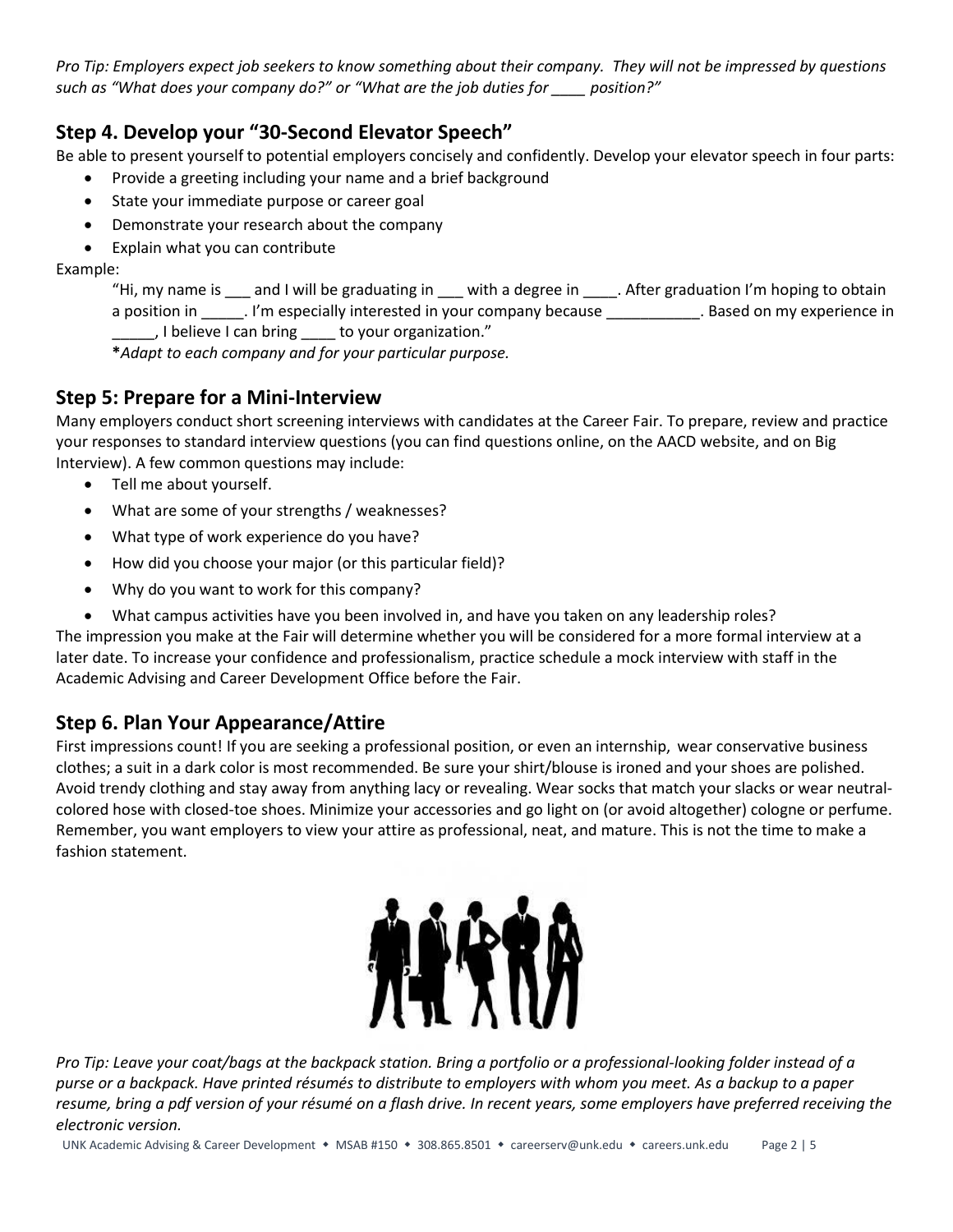*Pro Tip: Employers expect job seekers to know something about their company. They will not be impressed by questions such as "What does your company do?" or "What are the job duties for ____ position?"*

## Step 4. Develop your "30-Second Elevator Speech"

Be able to present yourself to potential employers concisely and confidently. Develop your elevator speech in four parts:

- Provide a greeting including your name and a brief background
- State your immediate purpose or career goal
- Demonstrate your research about the company
- Explain what you can contribute

Example:

> "Hi, my name is ___ and I will be graduating in ___ with a degree in ____. After graduation I'm hoping to obtain a position in _____. I'm especially interested in your company because ___________. Based on my experience in _____, I believe I can bring ____ to your organization."
>
> ***Adapt to each company and for your particular purpose.***

## Step 5: Prepare for a Mini-Interview

Many employers conduct short screening interviews with candidates at the Career Fair. To prepare, review and practice your responses to standard interview questions (you can find questions online, on the AACD website, and on Big Interview). A few common questions may include:

- Tell me about yourself.
- What are some of your strengths / weaknesses?
- What type of work experience do you have?
- How did you choose your major (or this particular field)?
- Why do you want to work for this company?
- What campus activities have you been involved in, and have you taken on any leadership roles?

The impression you make at the Fair will determine whether you will be considered for a more formal interview at a later date. To increase your confidence and professionalism, practice schedule a mock interview with staff in the Academic Advising and Career Development Office before the Fair.

## Step 6. Plan Your Appearance/Attire

First impressions count! If you are seeking a professional position, or even an internship, wear conservative business clothes; a suit in a dark color is most recommended. Be sure your shirt/blouse is ironed and your shoes are polished. Avoid trendy clothing and stay away from anything lacy or revealing. Wear socks that match your slacks or wear neutral-colored hose with closed-toe shoes. Minimize your accessories and go light on (or avoid altogether) cologne or perfume. Remember, you want employers to view your attire as professional, neat, and mature. This is not the time to make a fashion statement.

*Pro Tip: Leave your coat/bags at the backpack station. Bring a portfolio or a professional-looking folder instead of a purse or a backpack. Have printed résumés to distribute to employers with whom you meet. As a backup to a paper resume, bring a pdf version of your résumé on a flash drive. In recent years, some employers have preferred receiving the electronic version.*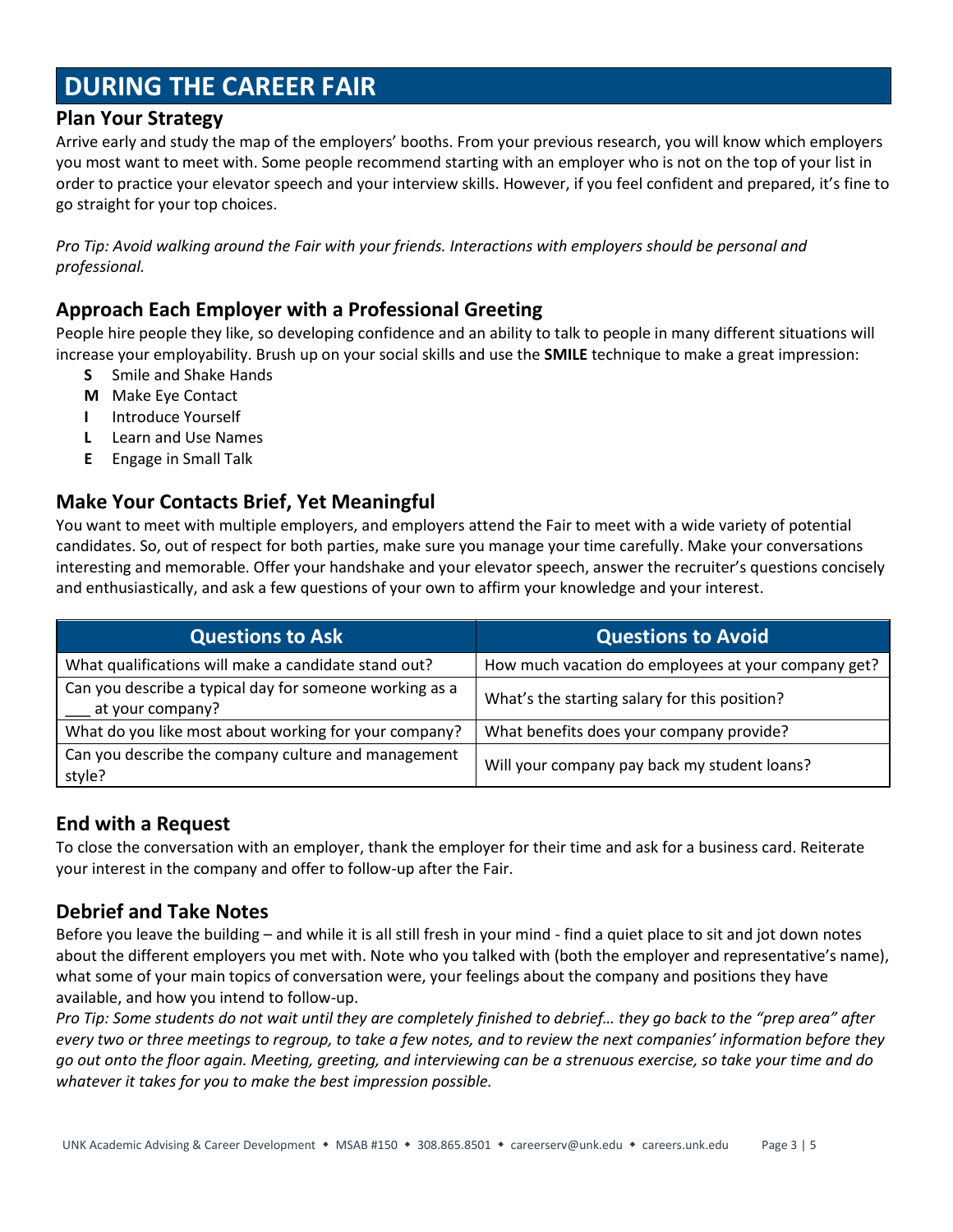# DURING THE CAREER FAIR

## Plan Your Strategy

Arrive early and study the map of the employers' booths. From your previous research, you will know which employers you most want to meet with. Some people recommend starting with an employer who is not on the top of your list in order to practice your elevator speech and your interview skills. However, if you feel confident and prepared, it's fine to go straight for your top choices.

*Pro Tip: Avoid walking around the Fair with your friends. Interactions with employers should be personal and professional.*

## Approach Each Employer with a Professional Greeting

People hire people they like, so developing confidence and an ability to talk to people in many different situations will increase your employability. Brush up on your social skills and use the **SMILE** technique to make a great impression:

- **S** Smile and Shake Hands
- **M** Make Eye Contact
- **I** Introduce Yourself
- **L** Learn and Use Names
- **E** Engage in Small Talk

## Make Your Contacts Brief, Yet Meaningful

You want to meet with multiple employers, and employers attend the Fair to meet with a wide variety of potential candidates. So, out of respect for both parties, make sure you manage your time carefully. Make your conversations interesting and memorable. Offer your handshake and your elevator speech, answer the recruiter's questions concisely and enthusiastically, and ask a few questions of your own to affirm your knowledge and your interest.

| Questions to Ask | Questions to Avoid |
|---|---|
| What qualifications will make a candidate stand out? | How much vacation do employees at your company get? |
| Can you describe a typical day for someone working as a ___ at your company? | What's the starting salary for this position? |
| What do you like most about working for your company? | What benefits does your company provide? |
| Can you describe the company culture and management style? | Will your company pay back my student loans? |

## End with a Request

To close the conversation with an employer, thank the employer for their time and ask for a business card. Reiterate your interest in the company and offer to follow-up after the Fair.

## Debrief and Take Notes

Before you leave the building – and while it is all still fresh in your mind - find a quiet place to sit and jot down notes about the different employers you met with. Note who you talked with (both the employer and representative's name), what some of your main topics of conversation were, your feelings about the company and positions they have available, and how you intend to follow-up.

*Pro Tip: Some students do not wait until they are completely finished to debrief… they go back to the "prep area" after every two or three meetings to regroup, to take a few notes, and to review the next companies' information before they go out onto the floor again. Meeting, greeting, and interviewing can be a strenuous exercise, so take your time and do whatever it takes for you to make the best impression possible.*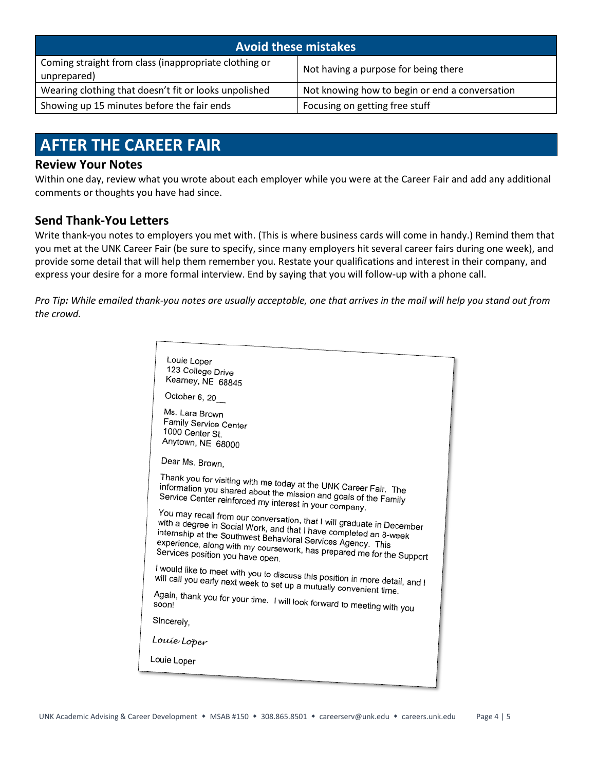| Avoid these mistakes | |
|---|---|
| Coming straight from class (inappropriate clothing or unprepared) | Not having a purpose for being there |
| Wearing clothing that doesn't fit or looks unpolished | Not knowing how to begin or end a conversation |
| Showing up 15 minutes before the fair ends | Focusing on getting free stuff |

# AFTER THE CAREER FAIR

## Review Your Notes

Within one day, review what you wrote about each employer while you were at the Career Fair and add any additional comments or thoughts you have had since.

## Send Thank-You Letters

Write thank-you notes to employers you met with. (This is where business cards will come in handy.) Remind them that you met at the UNK Career Fair (be sure to specify, since many employers hit several career fairs during one week), and provide some detail that will help them remember you. Restate your qualifications and interest in their company, and express your desire for a more formal interview. End by saying that you will follow-up with a phone call.

*Pro Tip: While emailed thank-you notes are usually acceptable, one that arrives in the mail will help you stand out from the crowd.*

Louie Loper
123 College Drive
Kearney, NE 68845

October 6, 20__

Ms. Lara Brown
Family Service Center
1000 Center St.
Anytown, NE 68000

Dear Ms. Brown,

Thank you for visiting with me today at the UNK Career Fair. The information you shared about the mission and goals of the Family Service Center reinforced my interest in your company.

You may recall from our conversation, that I will graduate in December with a degree in Social Work, and that I have completed an 8-week internship at the Southwest Behavioral Services Agency. This experience, along with my coursework, has prepared me for the Support Services position you have open.

I would like to meet with you to discuss this position in more detail, and I will call you early next week to set up a mutually convenient time.

Again, thank you for your time. I will look forward to meeting with you soon!

Sincerely,

*Louie Loper*

Louie Loper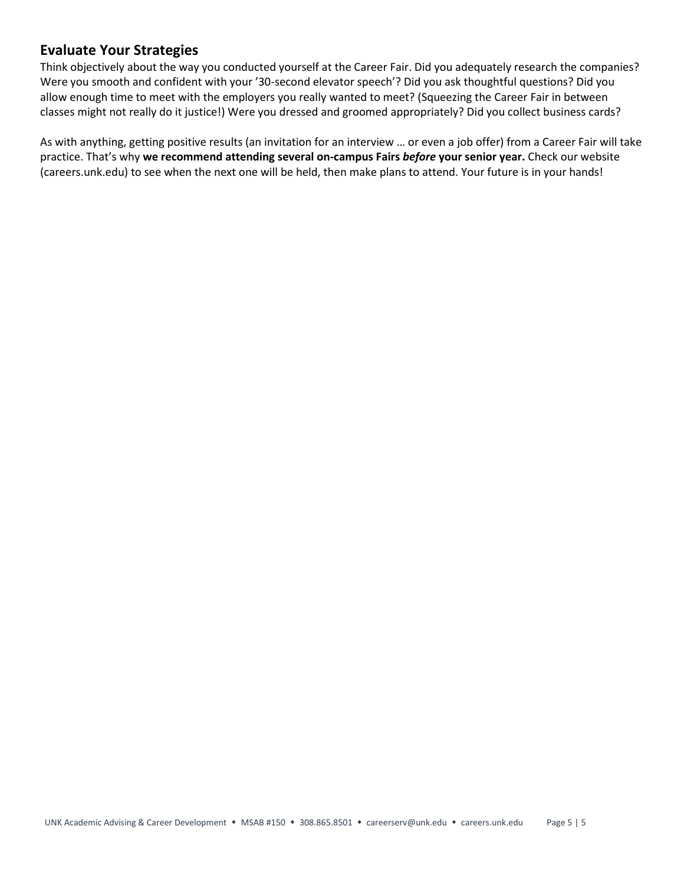## Evaluate Your Strategies

Think objectively about the way you conducted yourself at the Career Fair. Did you adequately research the companies? Were you smooth and confident with your '30-second elevator speech'? Did you ask thoughtful questions? Did you allow enough time to meet with the employers you really wanted to meet? (Squeezing the Career Fair in between classes might not really do it justice!) Were you dressed and groomed appropriately? Did you collect business cards?

As with anything, getting positive results (an invitation for an interview … or even a job offer) from a Career Fair will take practice. That's why **we recommend attending several on-campus Fairs *before* your senior year.** Check our website (careers.unk.edu) to see when the next one will be held, then make plans to attend. Your future is in your hands!